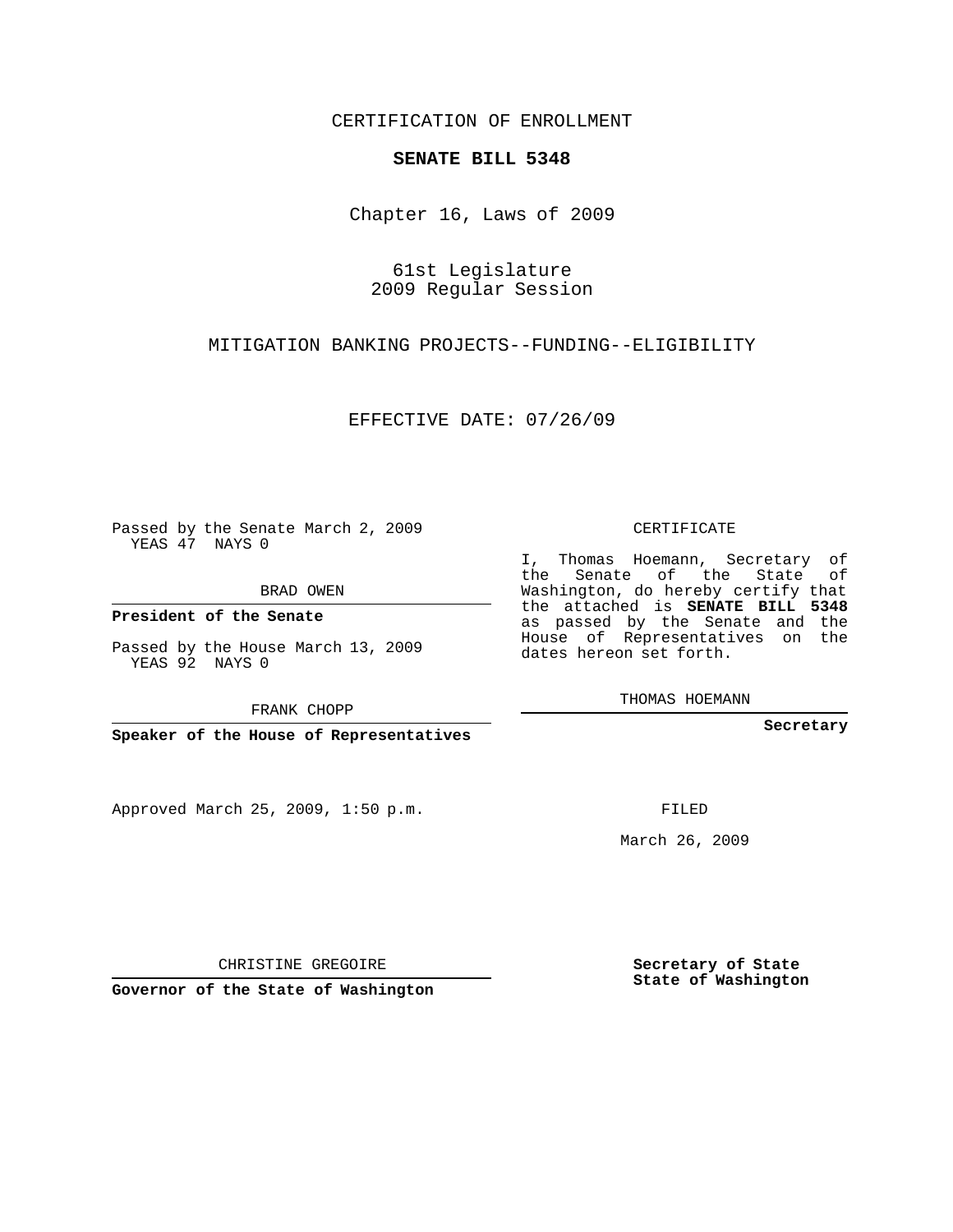CERTIFICATION OF ENROLLMENT

**SENATE BILL 5348**

Chapter 16, Laws of 2009

61st Legislature
2009 Regular Session

MITIGATION BANKING PROJECTS--FUNDING--ELIGIBILITY

EFFECTIVE DATE: 07/26/09

Passed by the Senate March 2, 2009
YEAS 47 NAYS 0

BRAD OWEN

**President of the Senate**

Passed by the House March 13, 2009
YEAS 92 NAYS 0

FRANK CHOPP

**Speaker of the House of Representatives**

CERTIFICATE

I, Thomas Hoemann, Secretary of the Senate of the State of Washington, do hereby certify that the attached is **SENATE BILL 5348** as passed by the Senate and the House of Representatives on the dates hereon set forth.

THOMAS HOEMANN

**Secretary**

Approved March 25, 2009, 1:50 p.m.

FILED

March 26, 2009

CHRISTINE GREGOIRE

**Governor of the State of Washington**

**Secretary of State**
**State of Washington**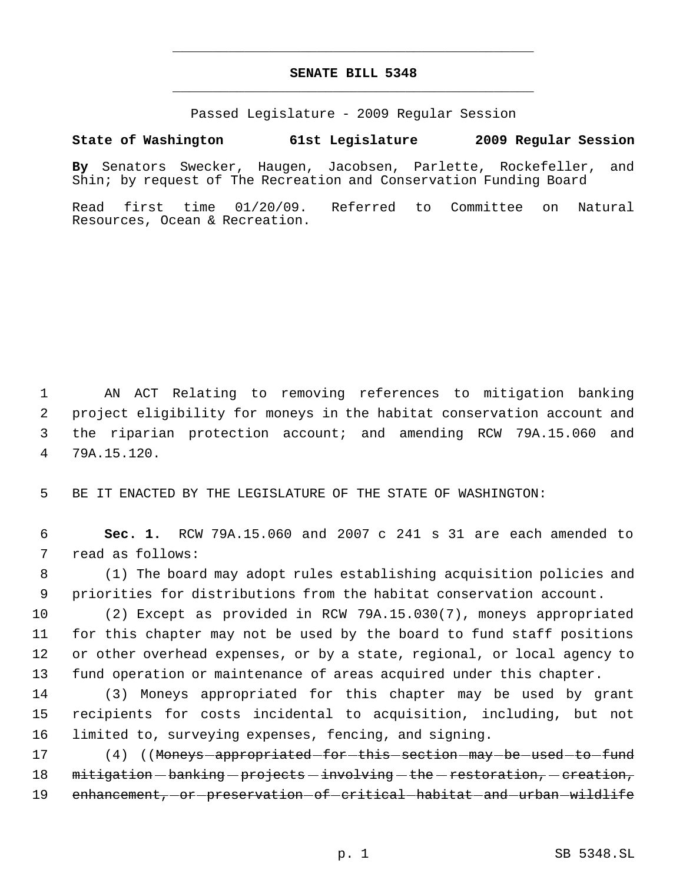# SENATE BILL 5348

Passed Legislature - 2009 Regular Session

**State of Washington 61st Legislature 2009 Regular Session**

**By** Senators Swecker, Haugen, Jacobsen, Parlette, Rockefeller, and Shin; by request of The Recreation and Conservation Funding Board

Read first time 01/20/09. Referred to Committee on Natural Resources, Ocean & Recreation.

AN ACT Relating to removing references to mitigation banking project eligibility for moneys in the habitat conservation account and the riparian protection account; and amending RCW 79A.15.060 and 79A.15.120.

BE IT ENACTED BY THE LEGISLATURE OF THE STATE OF WASHINGTON:

**Sec. 1.** RCW 79A.15.060 and 2007 c 241 s 31 are each amended to read as follows:

(1) The board may adopt rules establishing acquisition policies and priorities for distributions from the habitat conservation account.

(2) Except as provided in RCW 79A.15.030(7), moneys appropriated for this chapter may not be used by the board to fund staff positions or other overhead expenses, or by a state, regional, or local agency to fund operation or maintenance of areas acquired under this chapter.

(3) Moneys appropriated for this chapter may be used by grant recipients for costs incidental to acquisition, including, but not limited to, surveying expenses, fencing, and signing.

(4) ((~~Moneys appropriated for this section may be used to fund mitigation banking projects involving the restoration, creation, enhancement, or preservation of critical habitat and urban wildlife~~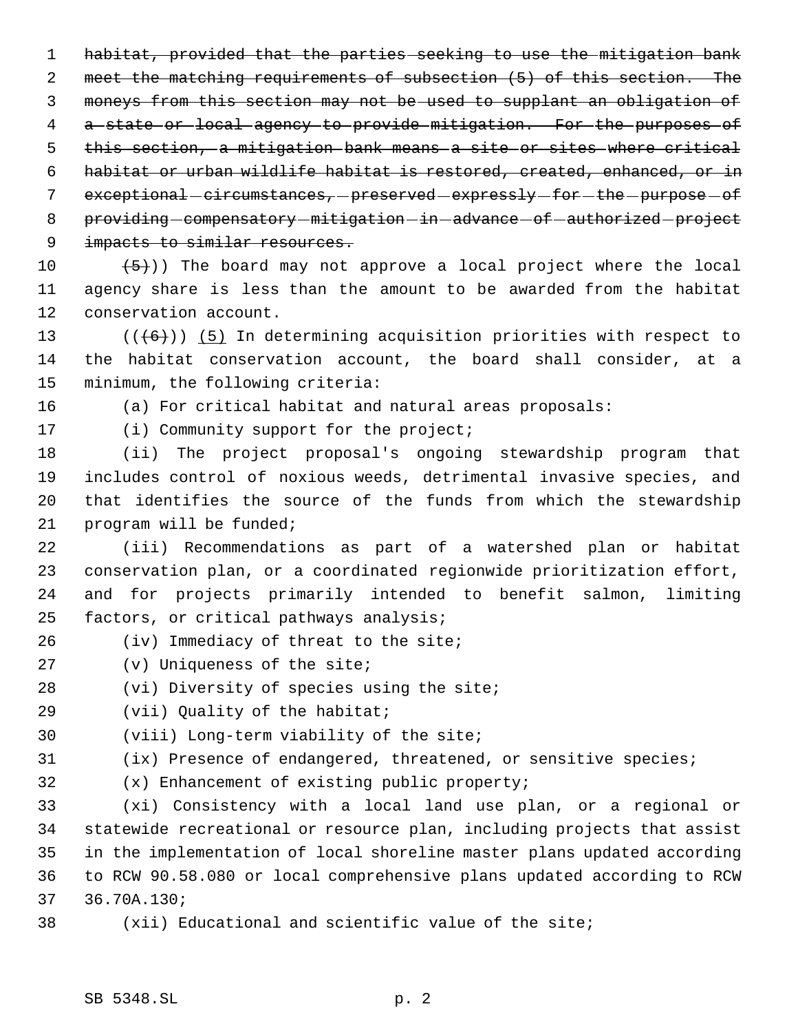~~habitat, provided that the parties seeking to use the mitigation bank meet the matching requirements of subsection (5) of this section. The moneys from this section may not be used to supplant an obligation of a state or local agency to provide mitigation. For the purposes of this section, a mitigation bank means a site or sites where critical habitat or urban wildlife habitat is restored, created, enhanced, or in exceptional circumstances, preserved expressly for the purpose of providing compensatory mitigation in advance of authorized project impacts to similar resources.~~

~~(5)~~)) The board may not approve a local project where the local agency share is less than the amount to be awarded from the habitat conservation account.

((~~(6)~~)) <u>(5)</u> In determining acquisition priorities with respect to the habitat conservation account, the board shall consider, at a minimum, the following criteria:

(a) For critical habitat and natural areas proposals:

(i) Community support for the project;

(ii) The project proposal's ongoing stewardship program that includes control of noxious weeds, detrimental invasive species, and that identifies the source of the funds from which the stewardship program will be funded;

(iii) Recommendations as part of a watershed plan or habitat conservation plan, or a coordinated regionwide prioritization effort, and for projects primarily intended to benefit salmon, limiting factors, or critical pathways analysis;

(iv) Immediacy of threat to the site;

(v) Uniqueness of the site;

(vi) Diversity of species using the site;

(vii) Quality of the habitat;

(viii) Long-term viability of the site;

(ix) Presence of endangered, threatened, or sensitive species;

(x) Enhancement of existing public property;

(xi) Consistency with a local land use plan, or a regional or statewide recreational or resource plan, including projects that assist in the implementation of local shoreline master plans updated according to RCW 90.58.080 or local comprehensive plans updated according to RCW 36.70A.130;

(xii) Educational and scientific value of the site;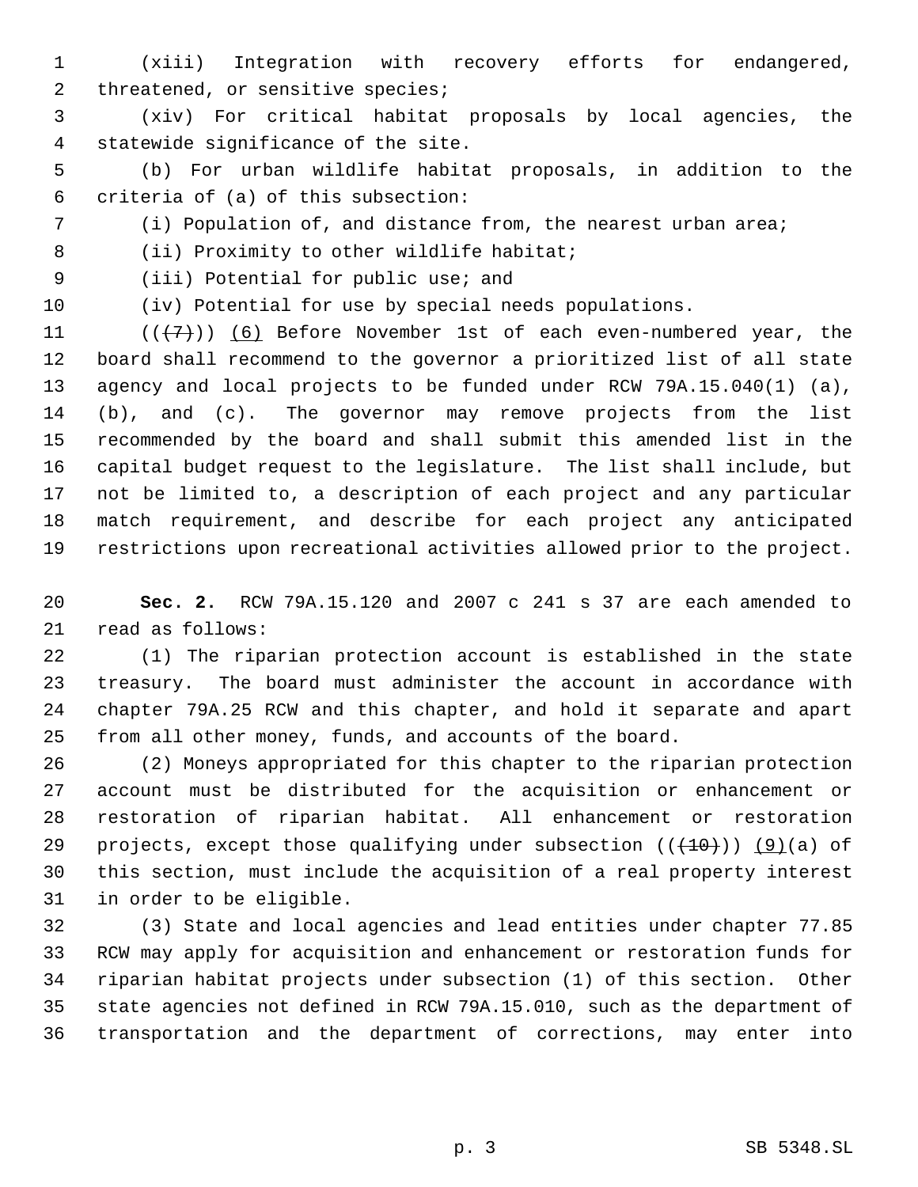(xiii) Integration with recovery efforts for endangered, threatened, or sensitive species;

(xiv) For critical habitat proposals by local agencies, the statewide significance of the site.

(b) For urban wildlife habitat proposals, in addition to the criteria of (a) of this subsection:

(i) Population of, and distance from, the nearest urban area;

(ii) Proximity to other wildlife habitat;

(iii) Potential for public use; and

(iv) Potential for use by special needs populations.

~~((7))~~ (6) Before November 1st of each even-numbered year, the board shall recommend to the governor a prioritized list of all state agency and local projects to be funded under RCW 79A.15.040(1) (a), (b), and (c). The governor may remove projects from the list recommended by the board and shall submit this amended list in the capital budget request to the legislature. The list shall include, but not be limited to, a description of each project and any particular match requirement, and describe for each project any anticipated restrictions upon recreational activities allowed prior to the project.

**Sec. 2.** RCW 79A.15.120 and 2007 c 241 s 37 are each amended to read as follows:

(1) The riparian protection account is established in the state treasury. The board must administer the account in accordance with chapter 79A.25 RCW and this chapter, and hold it separate and apart from all other money, funds, and accounts of the board.

(2) Moneys appropriated for this chapter to the riparian protection account must be distributed for the acquisition or enhancement or restoration of riparian habitat. All enhancement or restoration projects, except those qualifying under subsection ((~~(10)~~)) (9)(a) of this section, must include the acquisition of a real property interest in order to be eligible.

(3) State and local agencies and lead entities under chapter 77.85 RCW may apply for acquisition and enhancement or restoration funds for riparian habitat projects under subsection (1) of this section. Other state agencies not defined in RCW 79A.15.010, such as the department of transportation and the department of corrections, may enter into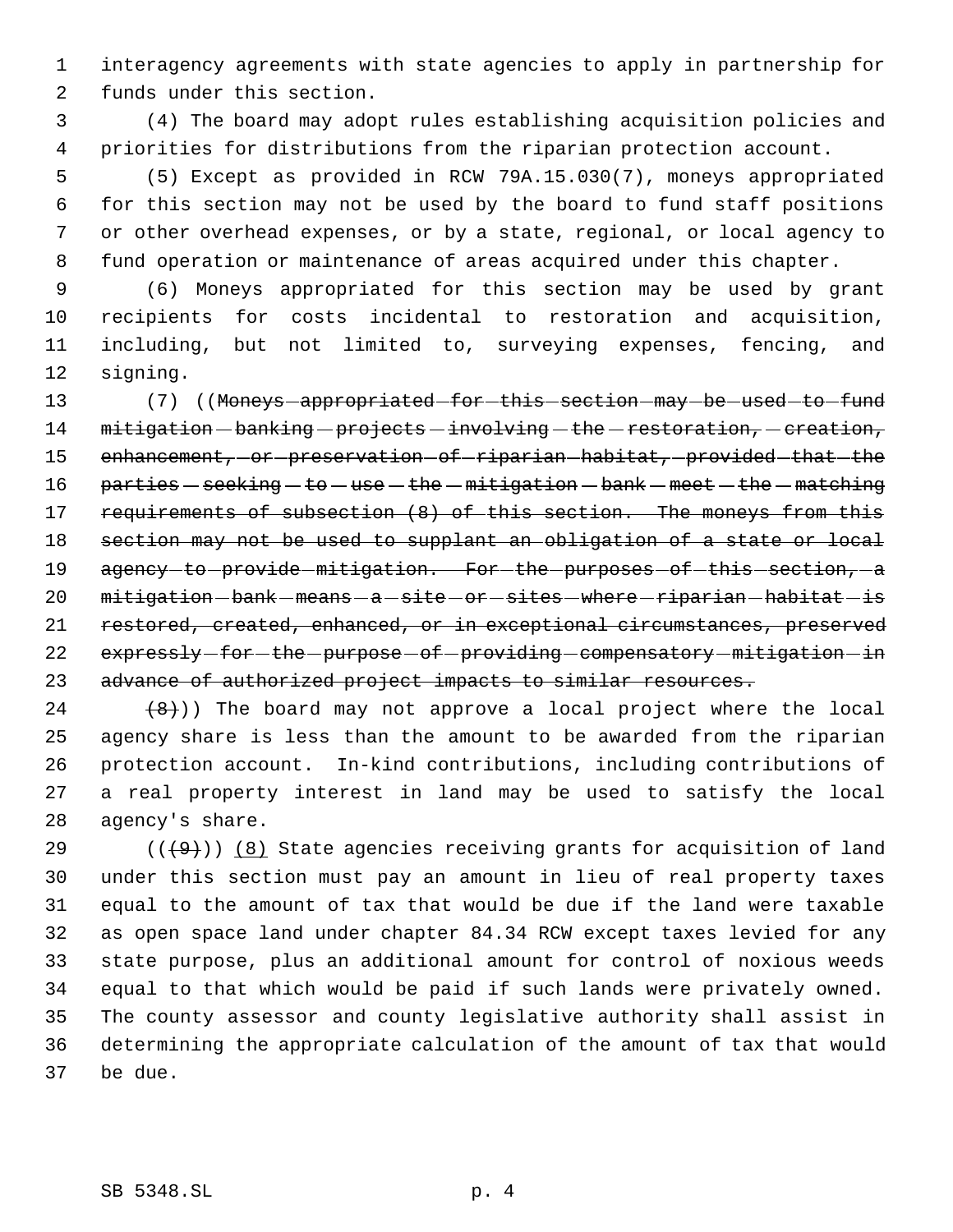interagency agreements with state agencies to apply in partnership for funds under this section.

(4) The board may adopt rules establishing acquisition policies and priorities for distributions from the riparian protection account.

(5) Except as provided in RCW 79A.15.030(7), moneys appropriated for this section may not be used by the board to fund staff positions or other overhead expenses, or by a state, regional, or local agency to fund operation or maintenance of areas acquired under this chapter.

(6) Moneys appropriated for this section may be used by grant recipients for costs incidental to restoration and acquisition, including, but not limited to, surveying expenses, fencing, and signing.

(7) ((~~Moneys appropriated for this section may be used to fund mitigation banking projects involving the restoration, creation, enhancement, or preservation of riparian habitat, provided that the parties seeking to use the mitigation bank meet the matching requirements of subsection (8) of this section. The moneys from this section may not be used to supplant an obligation of a state or local agency to provide mitigation. For the purposes of this section, a mitigation bank means a site or sites where riparian habitat is restored, created, enhanced, or in exceptional circumstances, preserved expressly for the purpose of providing compensatory mitigation in advance of authorized project impacts to similar resources.~~

~~(8)~~)) The board may not approve a local project where the local agency share is less than the amount to be awarded from the riparian protection account. In-kind contributions, including contributions of a real property interest in land may be used to satisfy the local agency's share.

((~~(9)~~)) <u>(8)</u> State agencies receiving grants for acquisition of land under this section must pay an amount in lieu of real property taxes equal to the amount of tax that would be due if the land were taxable as open space land under chapter 84.34 RCW except taxes levied for any state purpose, plus an additional amount for control of noxious weeds equal to that which would be paid if such lands were privately owned. The county assessor and county legislative authority shall assist in determining the appropriate calculation of the amount of tax that would be due.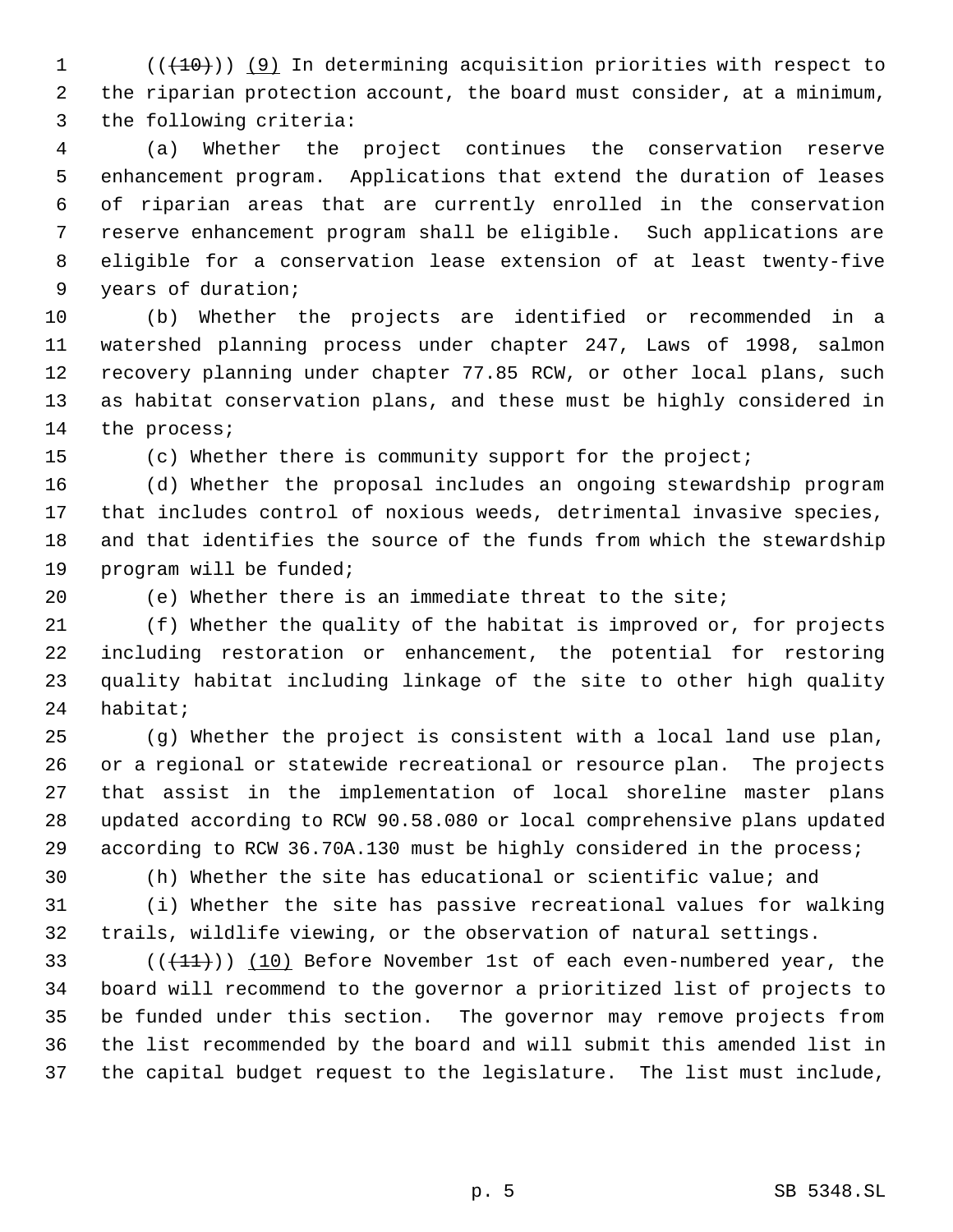((~~(10)~~)) <u>(9)</u> In determining acquisition priorities with respect to the riparian protection account, the board must consider, at a minimum, the following criteria:

(a) Whether the project continues the conservation reserve enhancement program. Applications that extend the duration of leases of riparian areas that are currently enrolled in the conservation reserve enhancement program shall be eligible. Such applications are eligible for a conservation lease extension of at least twenty-five years of duration;

(b) Whether the projects are identified or recommended in a watershed planning process under chapter 247, Laws of 1998, salmon recovery planning under chapter 77.85 RCW, or other local plans, such as habitat conservation plans, and these must be highly considered in the process;

(c) Whether there is community support for the project;

(d) Whether the proposal includes an ongoing stewardship program that includes control of noxious weeds, detrimental invasive species, and that identifies the source of the funds from which the stewardship program will be funded;

(e) Whether there is an immediate threat to the site;

(f) Whether the quality of the habitat is improved or, for projects including restoration or enhancement, the potential for restoring quality habitat including linkage of the site to other high quality habitat;

(g) Whether the project is consistent with a local land use plan, or a regional or statewide recreational or resource plan. The projects that assist in the implementation of local shoreline master plans updated according to RCW 90.58.080 or local comprehensive plans updated according to RCW 36.70A.130 must be highly considered in the process;

(h) Whether the site has educational or scientific value; and

(i) Whether the site has passive recreational values for walking trails, wildlife viewing, or the observation of natural settings.

((~~(11)~~)) <u>(10)</u> Before November 1st of each even-numbered year, the board will recommend to the governor a prioritized list of projects to be funded under this section. The governor may remove projects from the list recommended by the board and will submit this amended list in the capital budget request to the legislature. The list must include,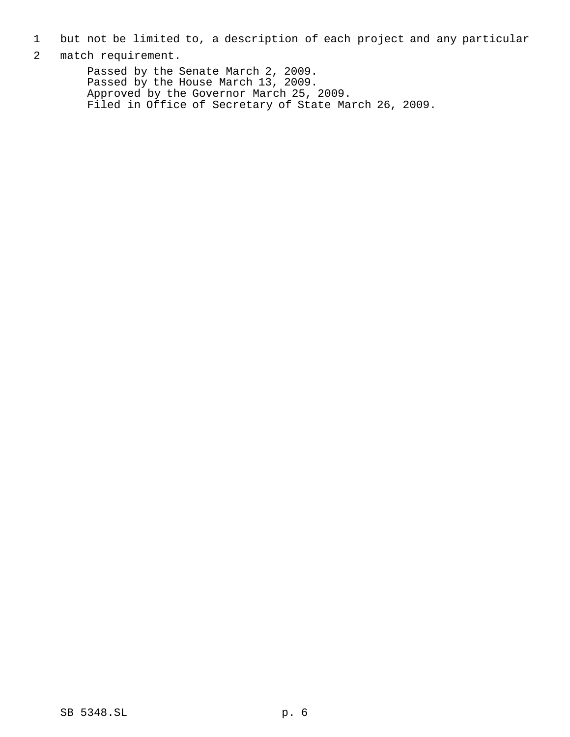but not be limited to, a description of each project and any particular match requirement.

Passed by the Senate March 2, 2009.
Passed by the House March 13, 2009.
Approved by the Governor March 25, 2009.
Filed in Office of Secretary of State March 26, 2009.